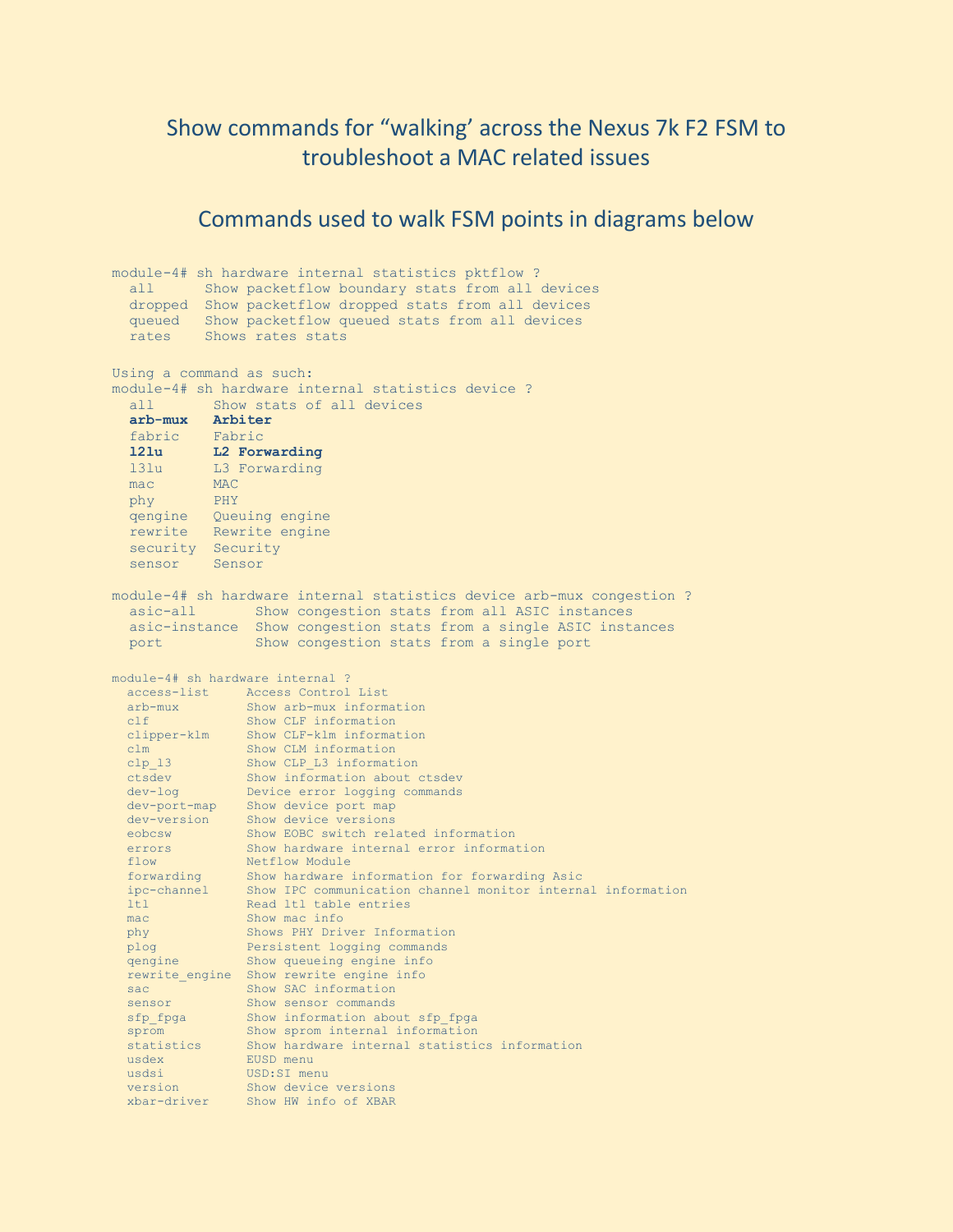# Show commands for "walking' across the Nexus 7k F2 FSM to troubleshoot a MAC related issues

## Commands used to walk FSM points in diagrams below

```
module-4# sh hardware internal statistics pktflow ?
  all      Show packetflow boundary stats from all devices
  dropped  Show packetflow dropped stats from all devices
  queued   Show packetflow queued stats from all devices
  rates    Shows rates stats

Using a command as such:
module-4# sh hardware internal statistics device ?
  all       Show stats of all devices
  arb-mux   Arbiter
  fabric    Fabric
  l2lu      L2 Forwarding
  l3lu      L3 Forwarding
  mac       MAC
  phy       PHY
  qengine   Queuing engine
  rewrite   Rewrite engine
  security  Security
  sensor    Sensor

module-4# sh hardware internal statistics device arb-mux congestion ?
  asic-all       Show congestion stats from all ASIC instances
  asic-instance  Show congestion stats from a single ASIC instances
  port           Show congestion stats from a single port


module-4# sh hardware internal ?
  access-list     Access Control List
  arb-mux         Show arb-mux information
  clf             Show CLF information
  clipper-klm     Show CLF-klm information
  clm             Show CLM information
  clp_l3          Show CLP_L3 information
  ctsdev          Show information about ctsdev
  dev-log         Device error logging commands
  dev-port-map    Show device port map
  dev-version     Show device versions
  eobcsw          Show EOBC switch related information
  errors          Show hardware internal error information
  flow            Netflow Module
  forwarding      Show hardware information for forwarding Asic
  ipc-channel     Show IPC communication channel monitor internal information
  ltl             Read ltl table entries
  mac             Show mac info
  phy             Shows PHY Driver Information
  plog            Persistent logging commands
  qengine         Show queueing engine info
  rewrite_engine  Show rewrite engine info
  sac             Show SAC information
  sensor          Show sensor commands
  sfp_fpga        Show information about sfp_fpga
  sprom           Show sprom internal information
  statistics      Show hardware internal statistics information
  usdex           EUSD menu
  usdsi           USD:SI menu
  version         Show device versions
  xbar-driver     Show HW info of XBAR
```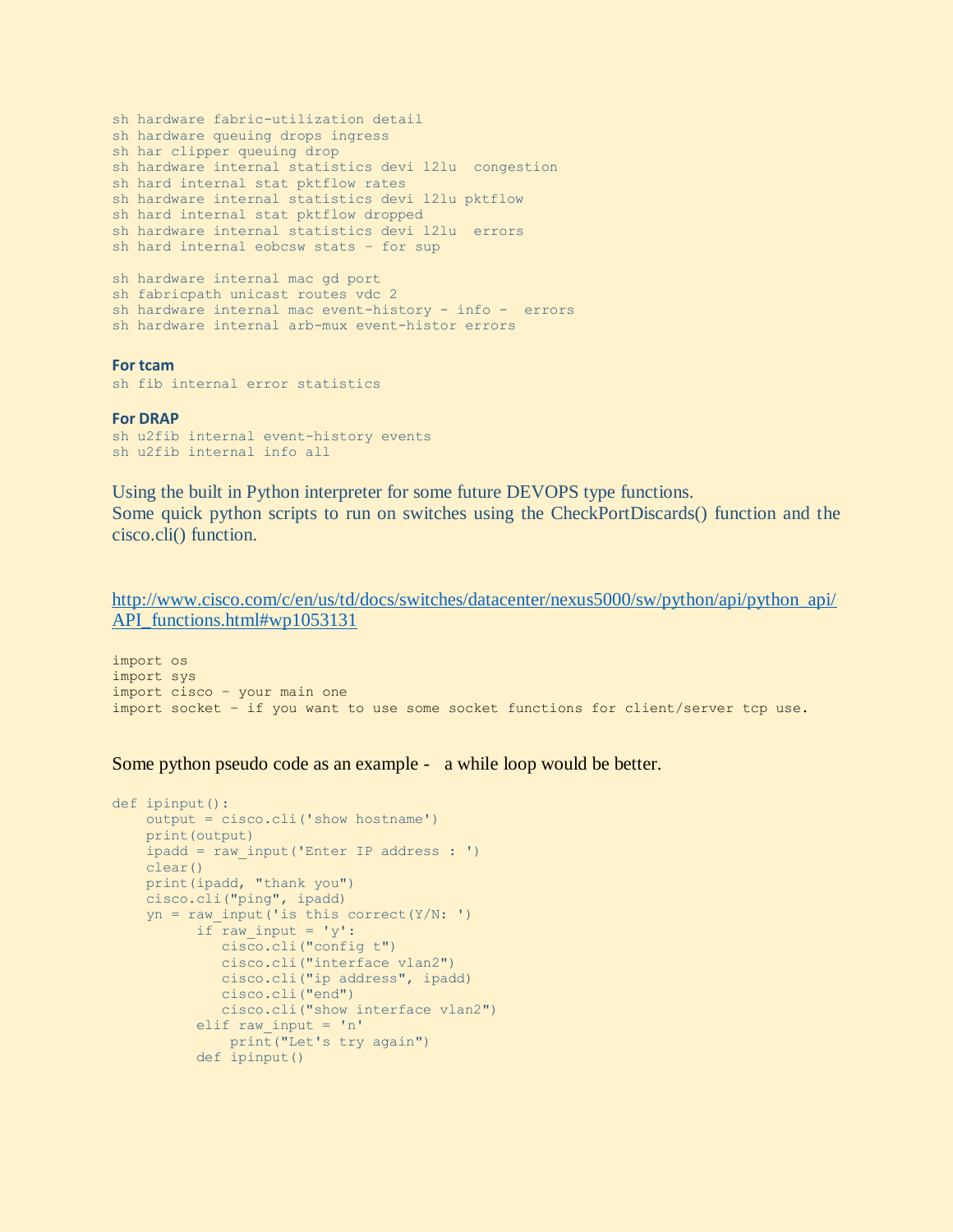```
sh hardware fabric-utilization detail
sh hardware queuing drops ingress
sh har clipper queuing drop
sh hardware internal statistics devi l2lu  congestion
sh hard internal stat pktflow rates
sh hardware internal statistics devi l2lu pktflow
sh hard internal stat pktflow dropped
sh hardware internal statistics devi l2lu  errors
sh hard internal eobcsw stats – for sup

sh hardware internal mac gd port
sh fabricpath unicast routes vdc 2
sh hardware internal mac event-history - info -  errors
sh hardware internal arb-mux event-histor errors
```

**For tcam**

```
sh fib internal error statistics
```

**For DRAP**

```
sh u2fib internal event-history events
sh u2fib internal info all
```

Using the built in Python interpreter for some future DEVOPS type functions.
Some quick python scripts to run on switches using the CheckPortDiscards() function and the cisco.cli() function.

http://www.cisco.com/c/en/us/td/docs/switches/datacenter/nexus5000/sw/python/api/python_api/API_functions.html#wp1053131

```
import os
import sys
import cisco – your main one
import socket – if you want to use some socket functions for client/server tcp use.
```

Some python pseudo code as an example -   a while loop would be better.

```
def ipinput():
    output = cisco.cli('show hostname')
    print(output)
    ipadd = raw_input('Enter IP address : ')
    clear()
    print(ipadd, "thank you")
    cisco.cli("ping", ipadd)
    yn = raw_input('is this correct(Y/N: ')
          if raw_input = 'y':
             cisco.cli("config t")
             cisco.cli("interface vlan2")
             cisco.cli("ip address", ipadd)
             cisco.cli("end")
             cisco.cli("show interface vlan2")
          elif raw_input = 'n'
              print("Let's try again")
          def ipinput()
```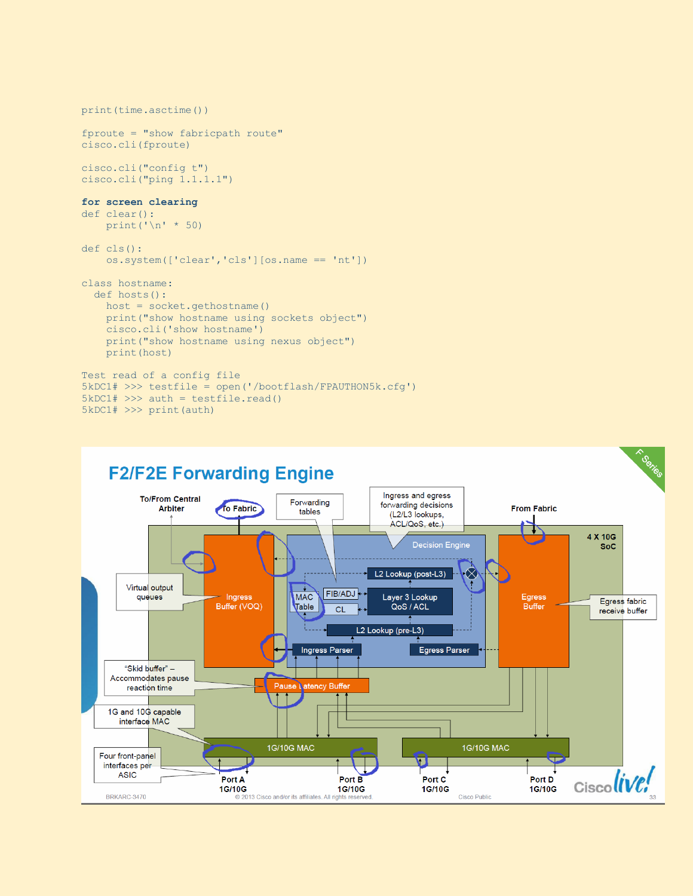```
print(time.asctime())

fproute = "show fabricpath route"
cisco.cli(fproute)

cisco.cli("config t")
cisco.cli("ping 1.1.1.1")
```

**for screen clearing**

```
def clear():
    print('\n' * 50)

def cls():
    os.system(['clear','cls'][os.name == 'nt'])

class hostname:
  def hosts():
     host = socket.gethostname()
     print("show hostname using sockets object")
     cisco.cli('show hostname')
     print("show hostname using nexus object")
     print(host)
```

```
Test read of a config file
5kDC1# >>> testfile = open('/bootflash/FPAUTHON5k.cfg')
5kDC1# >>> auth = testfile.read()
5kDC1# >>> print(auth)
```

## F2/F2E Forwarding Engine

To/From Central Arbiter | To Fabric | Forwarding tables | Ingress and egress forwarding decisions (L2/L3 lookups, ACL/QoS, etc.) | From Fabric | F Series

4 X 10G SoC

Decision Engine: L2 Lookup (post-L3), MAC Table, FIB/ADJ, CL, Layer 3 Lookup QoS / ACL, L2 Lookup (pre-L3), Ingress Parser, Egress Parser

Virtual output queues — Ingress Buffer (VOQ)

Egress Buffer — Egress fabric receive buffer

"Skid buffer" – Accommodates pause reaction time — Pause Latency Buffer

1G and 10G capable interface MAC — 1G/10G MAC, 1G/10G MAC

Four front-panel interfaces per ASIC — Port A 1G/10G, Port B 1G/10G, Port C 1G/10G, Port D 1G/10G

BRKARC-3470 © 2013 Cisco and/or its affiliates. All rights reserved. Cisco Public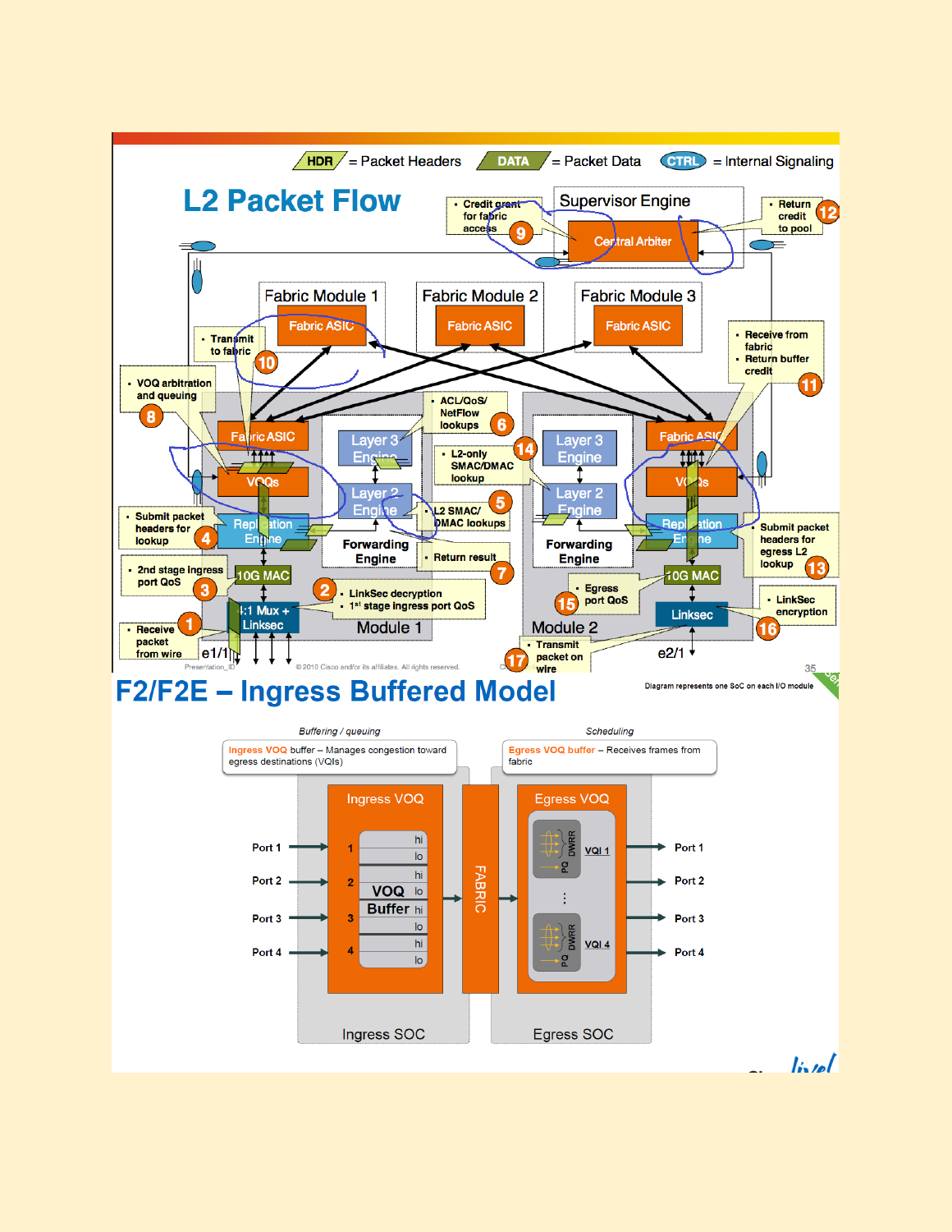HDR = Packet Headers   DATA = Packet Data   CTRL = Internal Signaling

# L2 Packet Flow

- Supervisor Engine: Central Arbiter
- Fabric Module 1: Fabric ASIC
- Fabric Module 2: Fabric ASIC
- Fabric Module 3: Fabric ASIC

**Module 1**

1. Receive packet from wire
2. LinkSec decryption; 1[st] stage ingress port QoS
3. 2nd stage ingress port QoS
4. Submit packet headers for lookup
5. L2 SMAC/DMAC lookups
6. ACL/QoS/NetFlow lookups
7. Return result
8. VOQ arbitration and queuing
9. Credit grant for fabric access
10. Transmit to fabric

Components: e1/1, 4:1 Mux + Linksec, 10G MAC, Replication Engine, VOQs, Fabric ASIC, Forwarding Engine (Layer 3 Engine, Layer 2 Engine)

**Module 2**

11. Receive from fabric; Return buffer credit
12. Return credit to pool
13. Submit packet headers for egress L2 lookup
14. L2-only SMAC/DMAC lookup
15. Egress port QoS
16. LinkSec encryption
17. Transmit packet on wire

Components: e2/1, Linksec, 10G MAC, Replication Engine, VOQs, Fabric ASIC, Forwarding Engine (Layer 3 Engine, Layer 2 Engine)

© 2010 Cisco and/or its affiliates. All rights reserved.

# F2/F2E – Ingress Buffered Model

Diagram represents one SoC on each I/O module

*Buffering / queuing*

**Ingress VOQ** buffer – Manages congestion toward egress destinations (VQIs)

*Scheduling*

**Egress VOQ buffer** – Receives frames from fabric

- Ingress SOC: Ingress VOQ — Port 1, Port 2, Port 3, Port 4 → VOQ Buffer (1 hi/lo, 2 hi/lo, 3 hi/lo, 4 hi/lo)
- FABRIC
- Egress SOC: Egress VOQ — VQI 1 (PQ, DWRR) … VQI 4 (PQ, DWRR) → Port 1, Port 2, Port 3, Port 4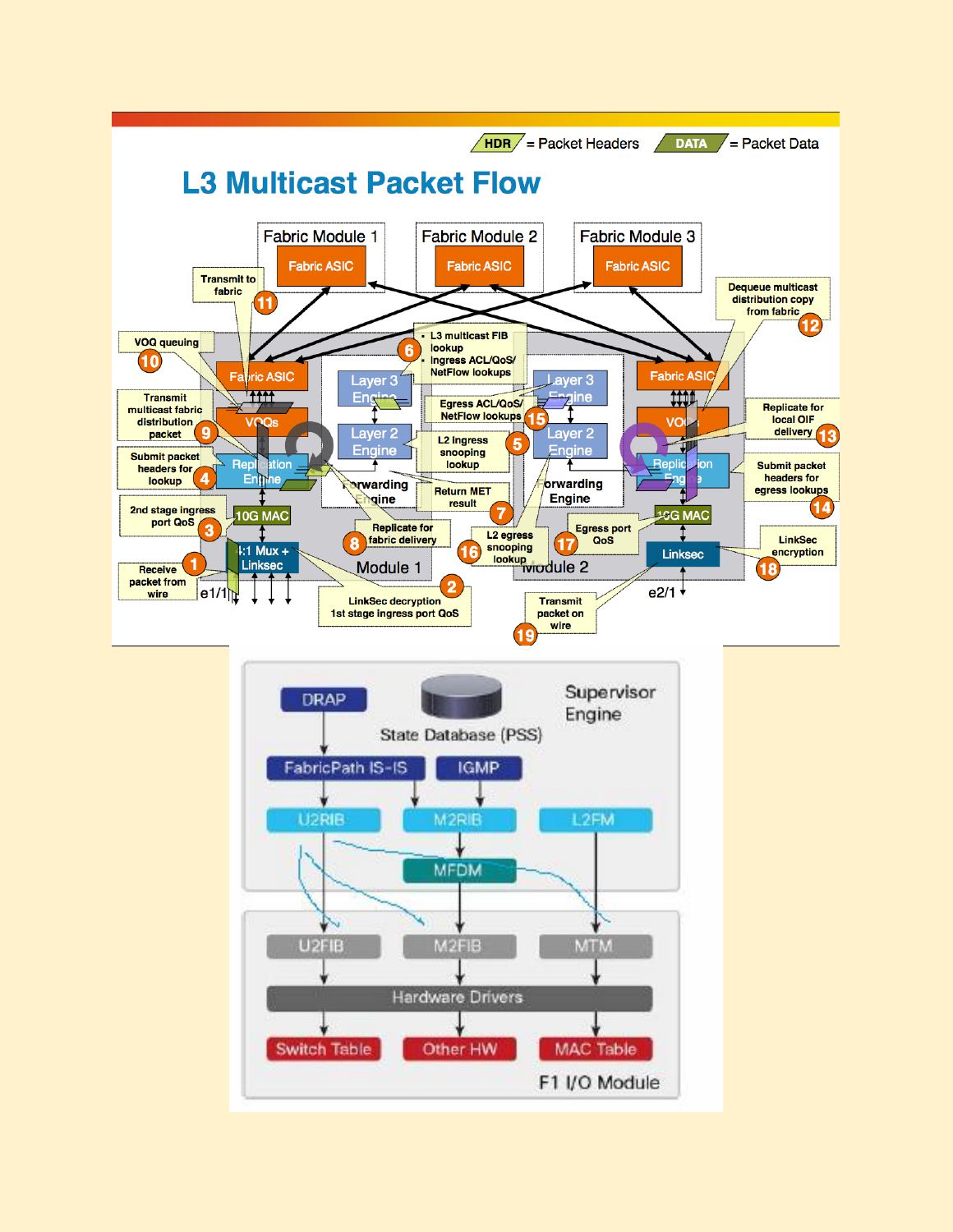HDR = Packet Headers DATA = Packet Data

# L3 Multicast Packet Flow

Fabric Module 1
Fabric ASIC
Fabric Module 2
Fabric ASIC
Fabric Module 3
Fabric ASIC

1 Receive packet from wire
2 LinkSec decryption 1st stage ingress port QoS
3 2nd stage ingress port QoS
4 Submit packet headers for lookup
5 L2 ingress snooping lookup
6 L3 multicast FIB lookup; Ingress ACL/QoS/NetFlow lookups
7 Return MET result
8 Replicate for fabric delivery
9 Transmit multicast fabric distribution packet
10 VOQ queuing
11 Transmit to fabric
12 Dequeue multicast distribution copy from fabric
13 Replicate for local OIF delivery
14 Submit packet headers for egress lookups
15 Egress ACL/QoS/NetFlow lookups
16 L2 egress snooping lookup
17 Egress port QoS
18 LinkSec encryption
19 Transmit packet on wire

Fabric ASIC
VOQs
Replication Engine
10G MAC
4:1 Mux + Linksec
Layer 3 Engine
Layer 2 Engine
Forwarding Engine
Module 1
e1/1

Fabric ASIC
VOQs
Replication Engine
10G MAC
Linksec
Layer 3 Engine
Layer 2 Engine
Forwarding Engine
Module 2
e2/1

Supervisor Engine
DRAP
State Database (PSS)
FabricPath IS-IS
IGMP
U2RIB
M2RIB
L2FM
MFDM
U2FIB
M2FIB
MTM
Hardware Drivers
Switch Table
Other HW
MAC Table
F1 I/O Module